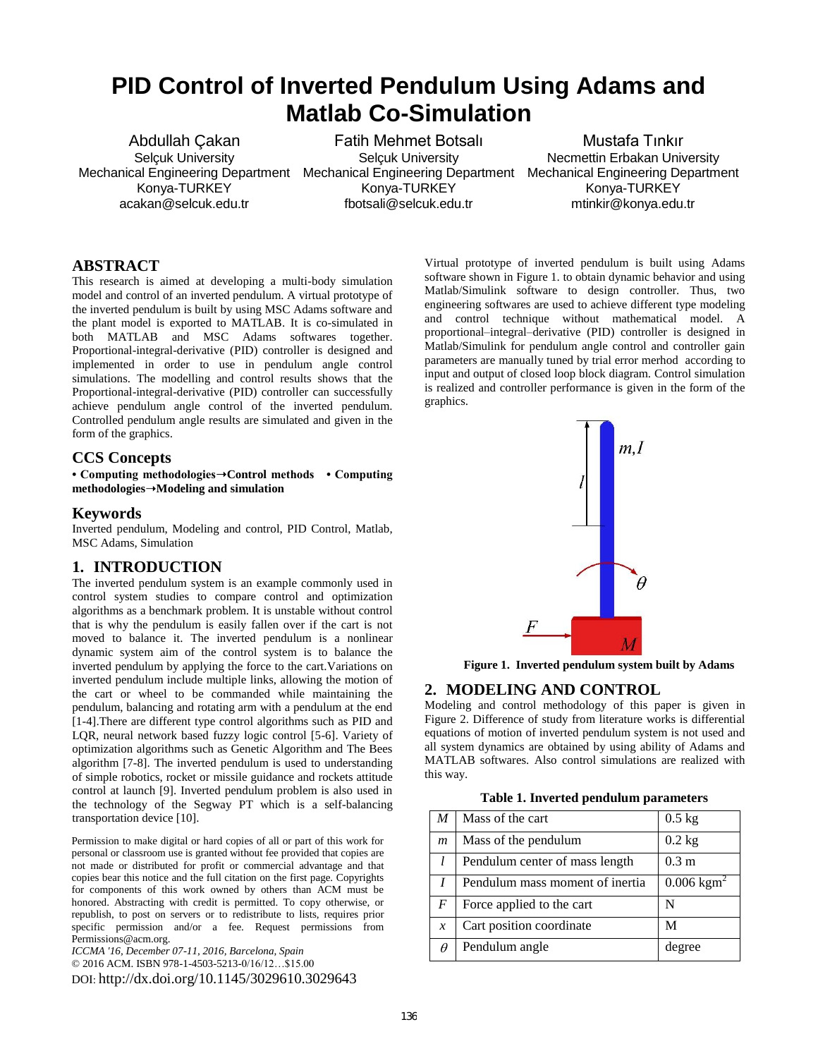# PID Control of Inverted Pendulum Using Adams and Matlab Co-Simulation

Abdullah Çakan
Selçuk University
Mechanical Engineering Department
Konya-TURKEY
acakan@selcuk.edu.tr

Fatih Mehmet Botsalı
Selçuk University
Mechanical Engineering Department
Konya-TURKEY
fbotsali@selcuk.edu.tr

Mustafa Tınkır
Necmettin Erbakan University
Mechanical Engineering Department
Konya-TURKEY
mtinkir@konya.edu.tr

## ABSTRACT

This research is aimed at developing a multi-body simulation model and control of an inverted pendulum. A virtual prototype of the inverted pendulum is built by using MSC Adams software and the plant model is exported to MATLAB. It is co-simulated in both MATLAB and MSC Adams softwares together. Proportional-integral-derivative (PID) controller is designed and implemented in order to use in pendulum angle control simulations. The modelling and control results shows that the Proportional-integral-derivative (PID) controller can successfully achieve pendulum angle control of the inverted pendulum. Controlled pendulum angle results are simulated and given in the form of the graphics.

## CCS Concepts

**• Computing methodologies→Control methods • Computing methodologies→Modeling and simulation**

## Keywords

Inverted pendulum, Modeling and control, PID Control, Matlab, MSC Adams, Simulation

## 1. INTRODUCTION

The inverted pendulum system is an example commonly used in control system studies to compare control and optimization algorithms as a benchmark problem. It is unstable without control that is why the pendulum is easily fallen over if the cart is not moved to balance it. The inverted pendulum is a nonlinear dynamic system aim of the control system is to balance the inverted pendulum by applying the force to the cart.Variations on inverted pendulum include multiple links, allowing the motion of the cart or wheel to be commanded while maintaining the pendulum, balancing and rotating arm with a pendulum at the end [1-4].There are different type control algorithms such as PID and LQR, neural network based fuzzy logic control [5-6]. Variety of optimization algorithms such as Genetic Algorithm and The Bees algorithm [7-8]. The inverted pendulum is used to understanding of simple robotics, rocket or missile guidance and rockets attitude control at launch [9]. Inverted pendulum problem is also used in the technology of the Segway PT which is a self-balancing transportation device [10].

Permission to make digital or hard copies of all or part of this work for personal or classroom use is granted without fee provided that copies are not made or distributed for profit or commercial advantage and that copies bear this notice and the full citation on the first page. Copyrights for components of this work owned by others than ACM must be honored. Abstracting with credit is permitted. To copy otherwise, or republish, to post on servers or to redistribute to lists, requires prior specific permission and/or a fee. Request permissions from Permissions@acm.org.
*ICCMA '16, December 07-11, 2016, Barcelona, Spain*
© 2016 ACM. ISBN 978-1-4503-5213-0/16/12…$15.00
DOI: http://dx.doi.org/10.1145/3029610.3029643

Virtual prototype of inverted pendulum is built using Adams software shown in Figure 1. to obtain dynamic behavior and using Matlab/Simulink software to design controller. Thus, two engineering softwares are used to achieve different type modeling and control technique without mathematical model. A proportional–integral–derivative (PID) controller is designed in Matlab/Simulink for pendulum angle control and controller gain parameters are manually tuned by trial error merhod according to input and output of closed loop block diagram. Control simulation is realized and controller performance is given in the form of the graphics.

**Figure 1. Inverted pendulum system built by Adams**

## 2. MODELING AND CONTROL

Modeling and control methodology of this paper is given in Figure 2. Difference of study from literature works is differential equations of motion of inverted pendulum system is not used and all system dynamics are obtained by using ability of Adams and MATLAB softwares. Also control simulations are realized with this way.

**Table 1. Inverted pendulum parameters**

| | | |
|---|---|---|
| $M$ | Mass of the cart | 0.5 kg |
| $m$ | Mass of the pendulum | 0.2 kg |
| $l$ | Pendulum center of mass length | 0.3 m |
| $I$ | Pendulum mass moment of inertia | 0.006 kgm$^2$ |
| $F$ | Force applied to the cart | N |
| $x$ | Cart position coordinate | M |
| $\theta$ | Pendulum angle | degree |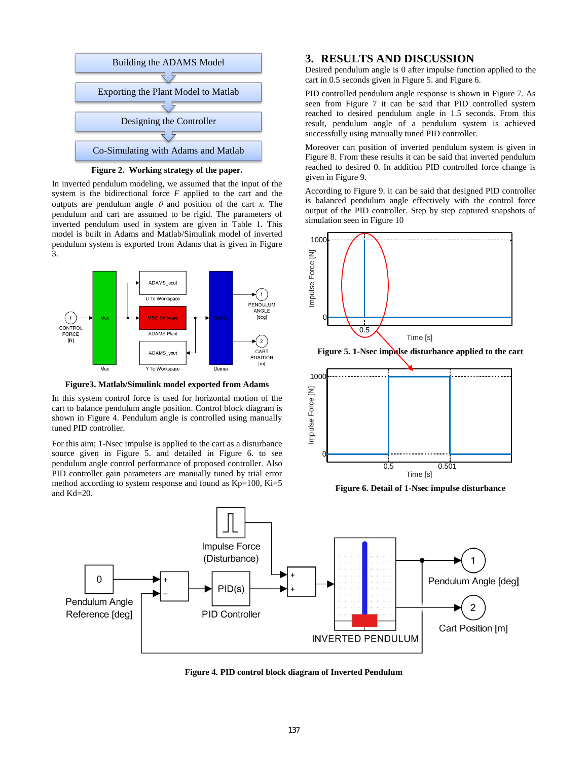Figure 2. Working strategy of the paper.

In inverted pendulum modeling, we assumed that the input of the system is the bidirectional force $F$ applied to the cart and the outputs are pendulum angle $\theta$ and position of the cart $x$. The pendulum and cart are assumed to be rigid. The parameters of inverted pendulum used in system are given in Table 1. This model is built in Adams and Matlab/Simulink model of inverted pendulum system is exported from Adams that is given in Figure 3.

Figure3. Matlab/Simulink model exported from Adams

In this system control force is used for horizontal motion of the cart to balance pendulum angle position. Control block diagram is shown in Figure 4. Pendulum angle is controlled using manually tuned PID controller.

For this aim; 1-Nsec impulse is applied to the cart as a disturbance source given in Figure 5. and detailed in Figure 6. to see pendulum angle control performance of proposed controller. Also PID controller gain parameters are manually tuned by trial error method according to system response and found as Kp=100, Ki=5 and Kd=20.

## 3. RESULTS AND DISCUSSION

Desired pendulum angle is 0 after impulse function applied to the cart in 0.5 seconds given in Figure 5. and Figure 6.

PID controlled pendulum angle response is shown in Figure 7. As seen from Figure 7 it can be said that PID controlled system reached to desired pendulum angle in 1.5 seconds. From this result, pendulum angle of a pendulum system is achieved successfully using manually tuned PID controller.

Moreover cart position of inverted pendulum system is given in Figure 8. From these results it can be said that inverted pendulum reached to desired 0. In addition PID controlled force change is given in Figure 9.

According to Figure 9. it can be said that designed PID controller is balanced pendulum angle effectively with the control force output of the PID controller. Step by step captured snapshots of simulation seen in Figure 10

Figure 5. 1-Nsec impulse disturbance applied to the cart

Figure 6. Detail of 1-Nsec impulse disturbance

Figure 4. PID control block diagram of Inverted Pendulum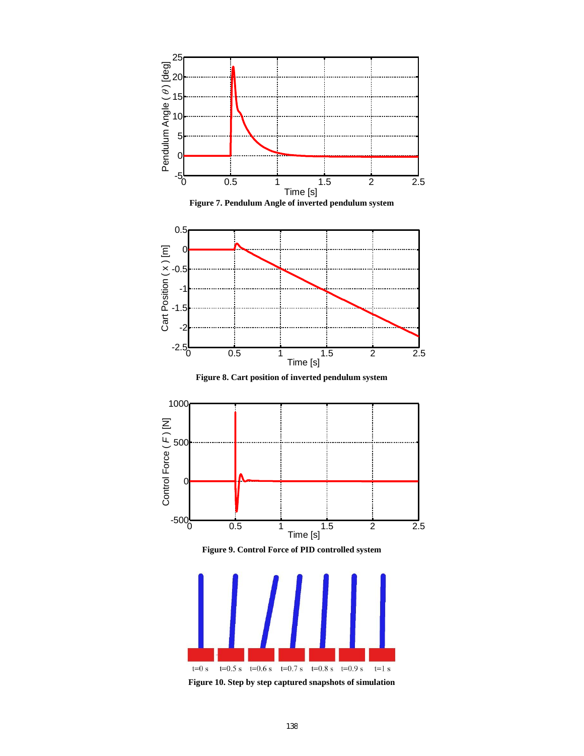**Figure 7. Pendulum Angle of inverted pendulum system**

**Figure 8. Cart position of inverted pendulum system**

**Figure 9. Control Force of PID controlled system**

**Figure 10. Step by step captured snapshots of simulation**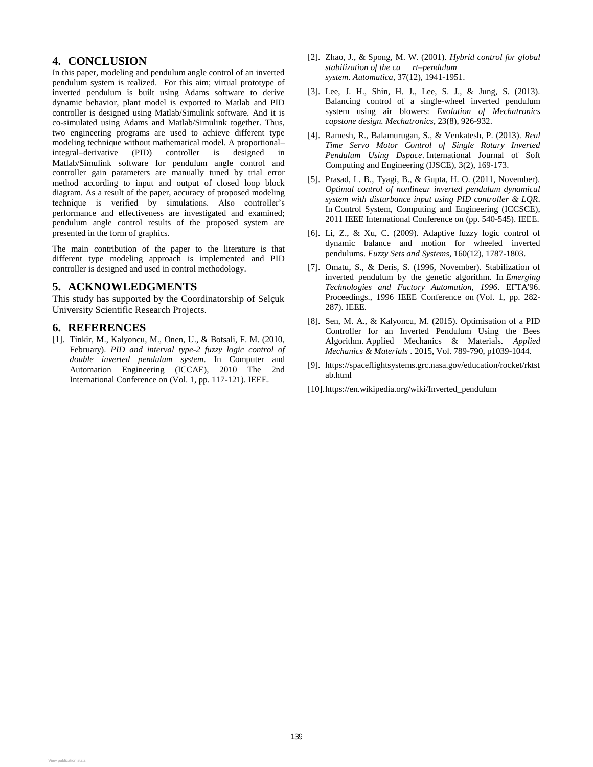## 4. CONCLUSION

In this paper, modeling and pendulum angle control of an inverted pendulum system is realized. For this aim; virtual prototype of inverted pendulum is built using Adams software to derive dynamic behavior, plant model is exported to Matlab and PID controller is designed using Matlab/Simulink software. And it is co-simulated using Adams and Matlab/Simulink together. Thus, two engineering programs are used to achieve different type modeling technique without mathematical model. A proportional–integral–derivative (PID) controller is designed in Matlab/Simulink software for pendulum angle control and controller gain parameters are manually tuned by trial error method according to input and output of closed loop block diagram. As a result of the paper, accuracy of proposed modeling technique is verified by simulations. Also controller's performance and effectiveness are investigated and examined; pendulum angle control results of the proposed system are presented in the form of graphics.

The main contribution of the paper to the literature is that different type modeling approach is implemented and PID controller is designed and used in control methodology.

## 5. ACKNOWLEDGMENTS

This study has supported by the Coordinatorship of Selçuk University Scientific Research Projects.

## 6. REFERENCES

[1]. Tinkir, M., Kalyoncu, M., Onen, U., & Botsali, F. M. (2010, February). *PID and interval type-2 fuzzy logic control of double inverted pendulum system*. In Computer and Automation Engineering (ICCAE), 2010 The 2nd International Conference on (Vol. 1, pp. 117-121). IEEE.

[2]. Zhao, J., & Spong, M. W. (2001). *Hybrid control for global stabilization of the cart–pendulum system. Automatica*, 37(12), 1941-1951.

[3]. Lee, J. H., Shin, H. J., Lee, S. J., & Jung, S. (2013). Balancing control of a single-wheel inverted pendulum system using air blowers: *Evolution of Mechatronics capstone design. Mechatronics*, 23(8), 926-932.

[4]. Ramesh, R., Balamurugan, S., & Venkatesh, P. (2013). *Real Time Servo Motor Control of Single Rotary Inverted Pendulum Using Dspace*. International Journal of Soft Computing and Engineering (IJSCE), 3(2), 169-173.

[5]. Prasad, L. B., Tyagi, B., & Gupta, H. O. (2011, November). *Optimal control of nonlinear inverted pendulum dynamical system with disturbance input using PID controller & LQR*. In Control System, Computing and Engineering (ICCSCE), 2011 IEEE International Conference on (pp. 540-545). IEEE.

[6]. Li, Z., & Xu, C. (2009). Adaptive fuzzy logic control of dynamic balance and motion for wheeled inverted pendulums. *Fuzzy Sets and Systems*, 160(12), 1787-1803.

[7]. Omatu, S., & Deris, S. (1996, November). Stabilization of inverted pendulum by the genetic algorithm. In *Emerging Technologies and Factory Automation, 1996*. EFTA'96. Proceedings., 1996 IEEE Conference on (Vol. 1, pp. 282-287). IEEE.

[8]. Sen, M. A., & Kalyoncu, M. (2015). Optimisation of a PID Controller for an Inverted Pendulum Using the Bees Algorithm. Applied Mechanics & Materials. *Applied Mechanics & Materials* . 2015, Vol. 789-790, p1039-1044.

[9]. https://spaceflightsystems.grc.nasa.gov/education/rocket/rktstab.html

[10]. https://en.wikipedia.org/wiki/Inverted_pendulum